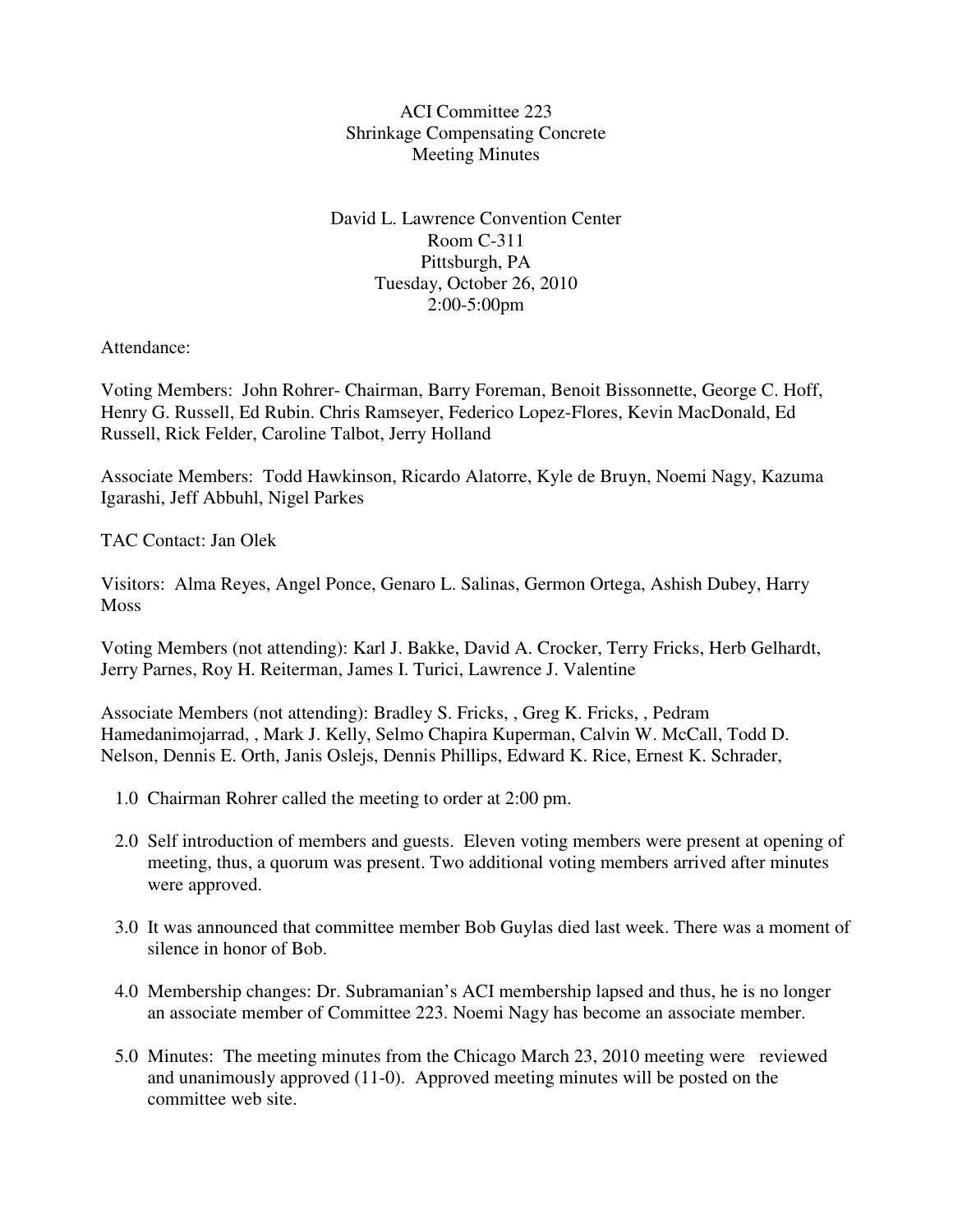ACI Committee 223
Shrinkage Compensating Concrete
Meeting Minutes

David L. Lawrence Convention Center
Room C-311
Pittsburgh, PA
Tuesday, October 26, 2010
2:00-5:00pm

Attendance:

Voting Members: John Rohrer- Chairman, Barry Foreman, Benoit Bissonnette, George C. Hoff, Henry G. Russell, Ed Rubin. Chris Ramseyer, Federico Lopez-Flores, Kevin MacDonald, Ed Russell, Rick Felder, Caroline Talbot, Jerry Holland

Associate Members: Todd Hawkinson, Ricardo Alatorre, Kyle de Bruyn, Noemi Nagy, Kazuma Igarashi, Jeff Abbuhl, Nigel Parkes

TAC Contact: Jan Olek

Visitors: Alma Reyes, Angel Ponce, Genaro L. Salinas, Germon Ortega, Ashish Dubey, Harry Moss

Voting Members (not attending): Karl J. Bakke, David A. Crocker, Terry Fricks, Herb Gelhardt, Jerry Parnes, Roy H. Reiterman, James I. Turici, Lawrence J. Valentine

Associate Members (not attending): Bradley S. Fricks, , Greg K. Fricks, , Pedram Hamedanimojarrad, , Mark J. Kelly, Selmo Chapira Kuperman, Calvin W. McCall, Todd D. Nelson, Dennis E. Orth, Janis Oslejs, Dennis Phillips, Edward K. Rice, Ernest K. Schrader,

1.0 Chairman Rohrer called the meeting to order at 2:00 pm.

2.0 Self introduction of members and guests. Eleven voting members were present at opening of meeting, thus, a quorum was present. Two additional voting members arrived after minutes were approved.

3.0 It was announced that committee member Bob Guylas died last week. There was a moment of silence in honor of Bob.

4.0 Membership changes: Dr. Subramanian's ACI membership lapsed and thus, he is no longer an associate member of Committee 223. Noemi Nagy has become an associate member.

5.0 Minutes: The meeting minutes from the Chicago March 23, 2010 meeting were reviewed and unanimously approved (11-0). Approved meeting minutes will be posted on the committee web site.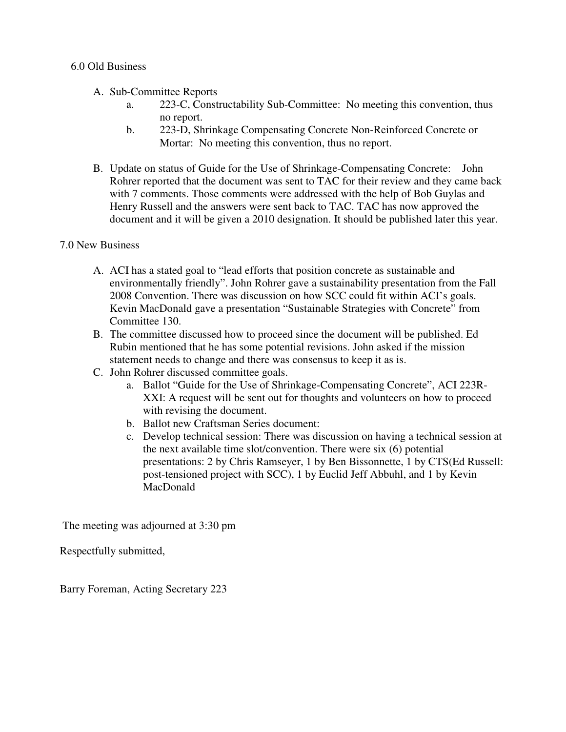## 6.0 Old Business

A. Sub-Committee Reports
   a. 223-C, Constructability Sub-Committee: No meeting this convention, thus no report.
   b. 223-D, Shrinkage Compensating Concrete Non-Reinforced Concrete or Mortar: No meeting this convention, thus no report.

B. Update on status of Guide for the Use of Shrinkage-Compensating Concrete: John Rohrer reported that the document was sent to TAC for their review and they came back with 7 comments. Those comments were addressed with the help of Bob Guylas and Henry Russell and the answers were sent back to TAC. TAC has now approved the document and it will be given a 2010 designation. It should be published later this year.

## 7.0 New Business

A. ACI has a stated goal to "lead efforts that position concrete as sustainable and environmentally friendly". John Rohrer gave a sustainability presentation from the Fall 2008 Convention. There was discussion on how SCC could fit within ACI's goals. Kevin MacDonald gave a presentation "Sustainable Strategies with Concrete" from Committee 130.

B. The committee discussed how to proceed since the document will be published. Ed Rubin mentioned that he has some potential revisions. John asked if the mission statement needs to change and there was consensus to keep it as is.

C. John Rohrer discussed committee goals.
   a. Ballot "Guide for the Use of Shrinkage-Compensating Concrete", ACI 223R-XXI: A request will be sent out for thoughts and volunteers on how to proceed with revising the document.
   b. Ballot new Craftsman Series document:
   c. Develop technical session: There was discussion on having a technical session at the next available time slot/convention. There were six (6) potential presentations: 2 by Chris Ramseyer, 1 by Ben Bissonnette, 1 by CTS(Ed Russell: post-tensioned project with SCC), 1 by Euclid Jeff Abbuhl, and 1 by Kevin MacDonald

The meeting was adjourned at 3:30 pm

Respectfully submitted,

Barry Foreman, Acting Secretary 223